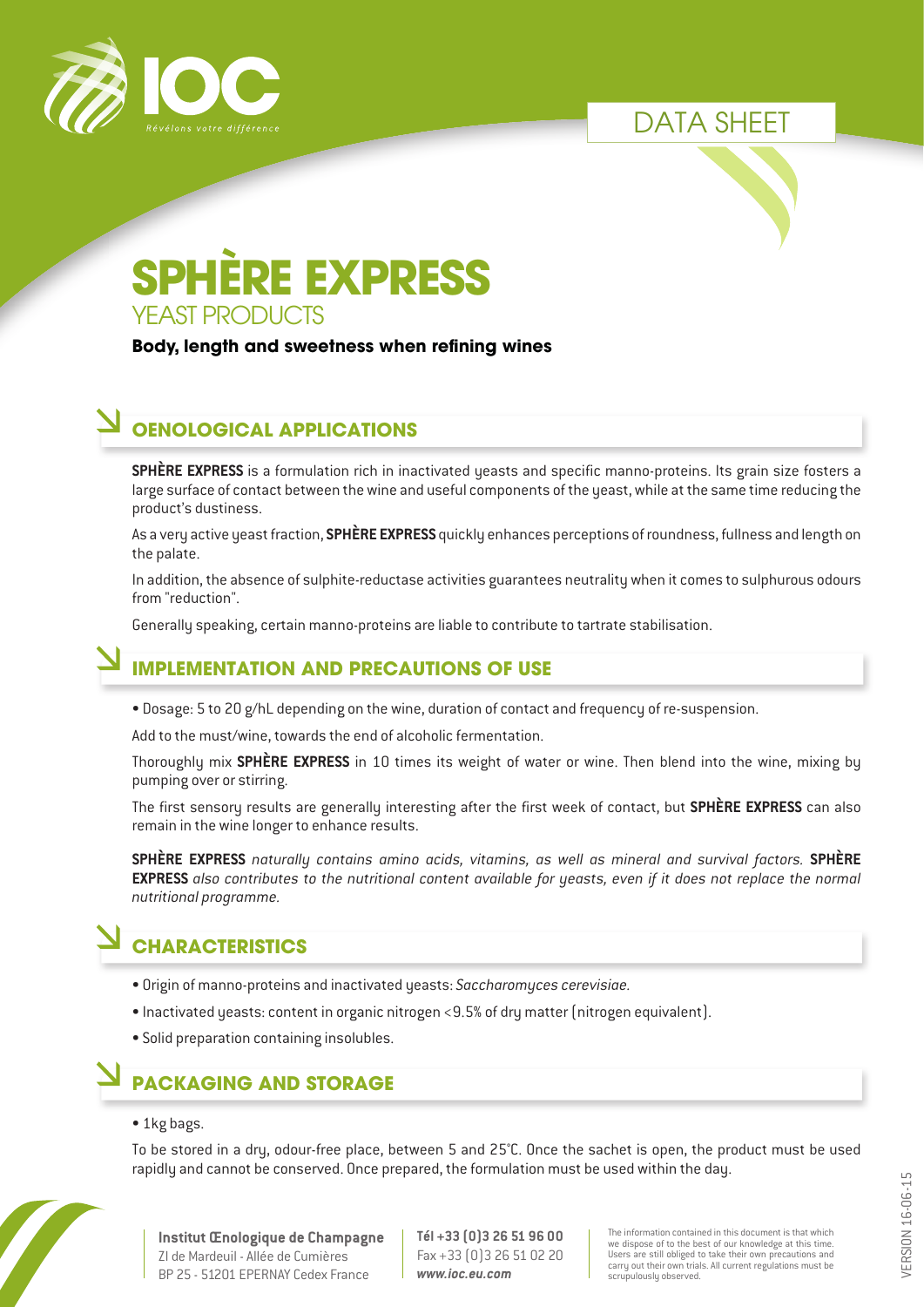IOC

*Révélons votre différence*

DATA SHEET

# SPHÈRE EXPRESS

## YEAST PRODUCTS

**Body, length and sweetness when refining wines**

## OENOLOGICAL APPLICATIONS

**SPHÈRE EXPRESS** is a formulation rich in inactivated yeasts and specific manno-proteins. Its grain size fosters a large surface of contact between the wine and useful components of the yeast, while at the same time reducing the product's dustiness.

As a very active yeast fraction, **SPHÈRE EXPRESS** quickly enhances perceptions of roundness, fullness and length on the palate.

In addition, the absence of sulphite-reductase activities guarantees neutrality when it comes to sulphurous odours from "reduction".

Generally speaking, certain manno-proteins are liable to contribute to tartrate stabilisation.

## IMPLEMENTATION AND PRECAUTIONS OF USE

- Dosage: 5 to 20 g/hL depending on the wine, duration of contact and frequency of re-suspension.

Add to the must/wine, towards the end of alcoholic fermentation.

Thoroughly mix **SPHÈRE EXPRESS** in 10 times its weight of water or wine. Then blend into the wine, mixing by pumping over or stirring.

The first sensory results are generally interesting after the first week of contact, but **SPHÈRE EXPRESS** can also remain in the wine longer to enhance results.

**SPHÈRE EXPRESS** *naturally contains amino acids, vitamins, as well as mineral and survival factors.* **SPHÈRE EXPRESS** *also contributes to the nutritional content available for yeasts, even if it does not replace the normal nutritional programme.*

## CHARACTERISTICS

- Origin of manno-proteins and inactivated yeasts: *Saccharomyces cerevisiae*.
- Inactivated yeasts: content in organic nitrogen <9.5% of dry matter (nitrogen equivalent).
- Solid preparation containing insolubles.

## PACKAGING AND STORAGE

- 1kg bags.

To be stored in a dry, odour-free place, between 5 and 25°C. Once the sachet is open, the product must be used rapidly and cannot be conserved. Once prepared, the formulation must be used within the day.

**Institut Œnologique de Champagne**
ZI de Mardeuil - Allée de Cumières
BP 25 - 51201 EPERNAY Cedex France

**Tél +33 (0)3 26 51 96 00**
Fax +33 (0)3 26 51 02 20
***www.ioc.eu.com***

The information contained in this document is that which we dispose of to the best of our knowledge at this time. Users are still obliged to take their own precautions and carry out their own trials. All current regulations must be scrupulously observed.

VERSION 16-06-15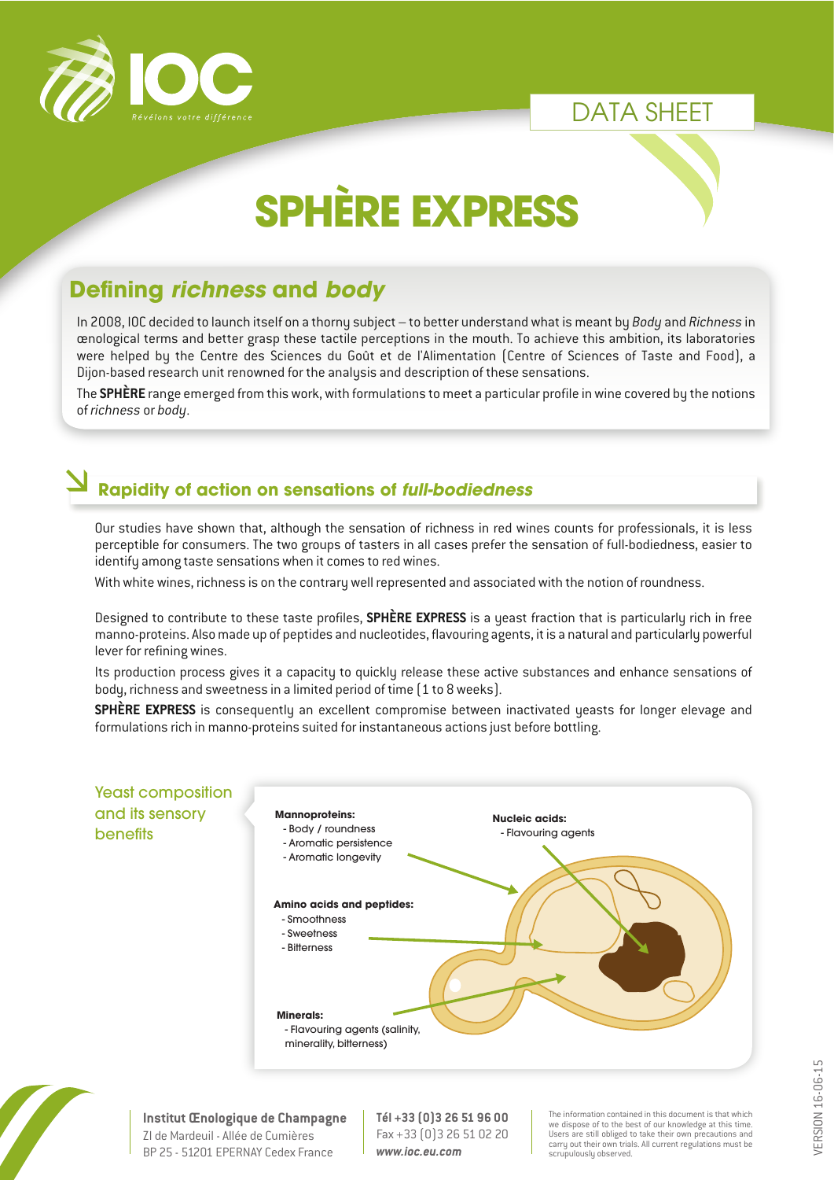DATA SHEET

# SPHÈRE EXPRESS

## Defining *richness* and *body*

In 2008, IOC decided to launch itself on a thorny subject – to better understand what is meant by *Body* and *Richness* in œnological terms and better grasp these tactile perceptions in the mouth. To achieve this ambition, its laboratories were helped by the Centre des Sciences du Goût et de l'Alimentation (Centre of Sciences of Taste and Food), a Dijon-based research unit renowned for the analysis and description of these sensations.

The **SPHÈRE** range emerged from this work, with formulations to meet a particular profile in wine covered by the notions of *richness* or *body*.

## Rapidity of action on sensations of *full-bodiedness*

Our studies have shown that, although the sensation of richness in red wines counts for professionals, it is less perceptible for consumers. The two groups of tasters in all cases prefer the sensation of full-bodiedness, easier to identify among taste sensations when it comes to red wines.

With white wines, richness is on the contrary well represented and associated with the notion of roundness.

Designed to contribute to these taste profiles, **SPHÈRE EXPRESS** is a yeast fraction that is particularly rich in free manno-proteins. Also made up of peptides and nucleotides, flavouring agents, it is a natural and particularly powerful lever for refining wines.

Its production process gives it a capacity to quickly release these active substances and enhance sensations of body, richness and sweetness in a limited period of time (1 to 8 weeks).

**SPHÈRE EXPRESS** is consequently an excellent compromise between inactivated yeasts for longer elevage and formulations rich in manno-proteins suited for instantaneous actions just before bottling.

### Yeast composition and its sensory benefits

**Mannoproteins:**
- Body / roundness
- Aromatic persistence
- Aromatic longevity

**Nucleic acids:**
- Flavouring agents

**Amino acids and peptides:**
- Smoothness
- Sweetness
- Bitterness

**Minerals:**
- Flavouring agents (salinity, minerality, bitterness)

**Institut Œnologique de Champagne**
ZI de Mardeuil - Allée de Cumières
BP 25 - 51201 EPERNAY Cedex France

**Tél +33 (0)3 26 51 96 00**
Fax +33 (0)3 26 51 02 20
***www.ioc.eu.com***

The information contained in this document is that which we dispose of to the best of our knowledge at this time. Users are still obliged to take their own precautions and carry out their own trials. All current regulations must be scrupulously observed.

VERSION 16-06-15